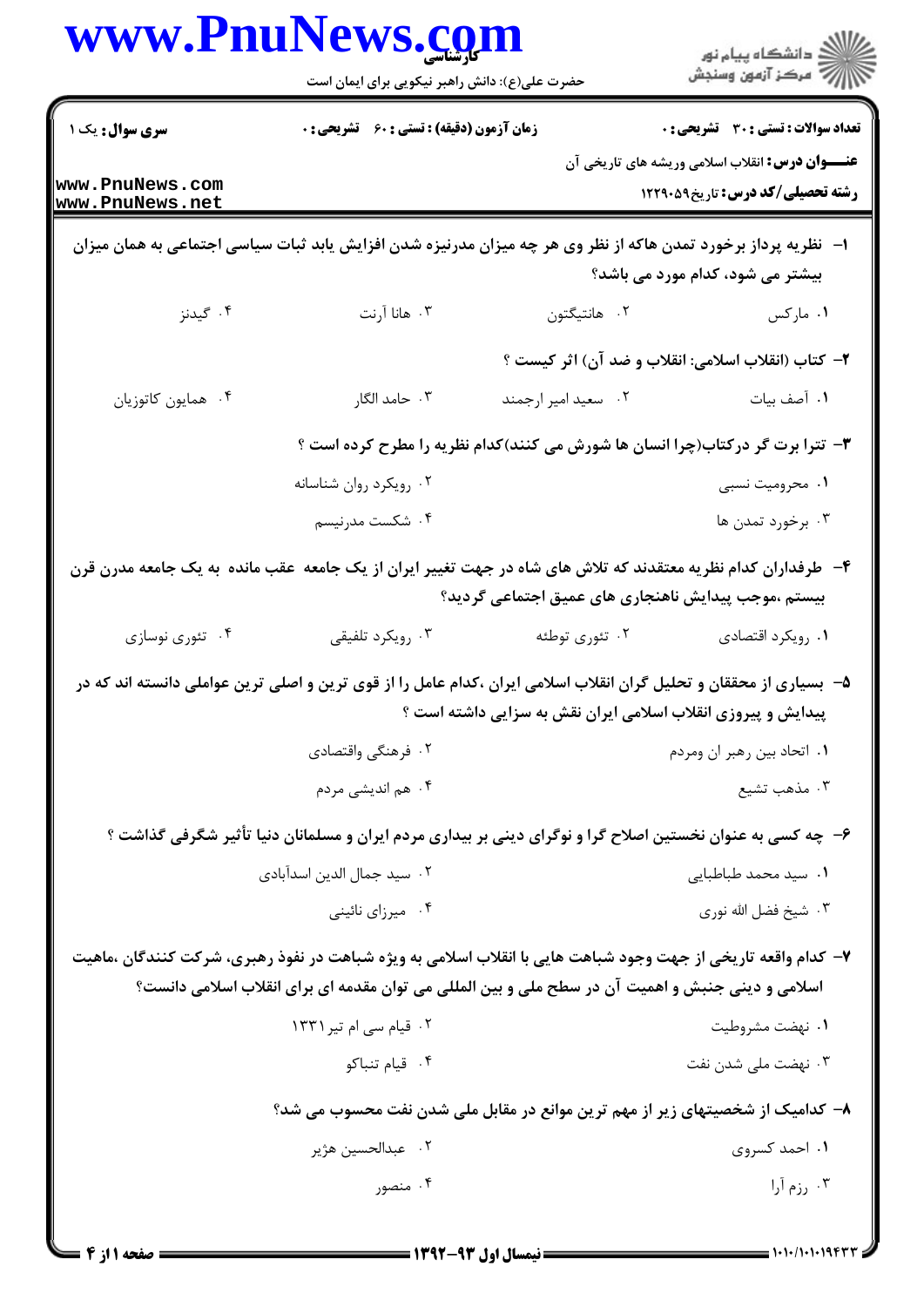**سری سوال:** یک ۱

**زمان آزمون (دقیقه) : تستی : ۶۰ تشریحی : ۰**

**تعداد سوالات : تستی : ۳۰ تشریحی : ۰**

**عنـــوان درس:** انقلاب اسلامی وریشه های تاریخی آن

**رشته تحصیلی/کد درس:** تاریخ۱۲۲۹۰۵۹

**۱-** نظریه پرداز برخورد تمدن هاکه از نظر وی هر چه میزان مدرنیزه شدن افزایش یابد ثبات سیاسی اجتماعی به همان میزان بیشتر می شود، کدام مورد می باشد؟

۱. مارکس
۲. هانتیگتون
۳. هانا آرنت
۴. گیدنز

**۲-** کتاب (انقلاب اسلامی: انقلاب و ضد آن) اثر کیست ؟

۱. آصف بیات
۲. سعید امیر ارجمند
۳. حامد الگار
۴. همایون کاتوزیان

**۳-** تترا برت گر درکتاب(چرا انسان ها شورش می کنند)کدام نظریه را مطرح کرده است ؟

۱. محرومیت نسبی
۲. رویکرد روان شناسانه
۳. برخورد تمدن ها
۴. شکست مدرنیسم

**۴-** طرفداران کدام نظریه معتقدند که تلاش های شاه در جهت تغییر ایران از یک جامعه عقب مانده به یک جامعه مدرن قرن بیستم ،موجب پیدایش ناهنجاری های عمیق اجتماعی گردید؟

۱. رویکرد اقتصادی
۲. تئوری توطئه
۳. رویکرد تلفیقی
۴. تئوری نوسازی

**۵-** بسیاری از محققان و تحلیل گران انقلاب اسلامی ایران ،کدام عامل را از قوی ترین و اصلی ترین عواملی دانسته اند که در پیدایش و پیروزی انقلاب اسلامی ایران نقش به سزایی داشته است ؟

۱. اتحاد بین رهبر ان ومردم
۲. فرهنگی واقتصادی
۳. مذهب تشیع
۴. هم اندیشی مردم

**۶-** چه کسی به عنوان نخستین اصلاح گرا و نوگرای دینی بر بیداری مردم ایران و مسلمانان دنیا تأثیر شگرفی گذاشت ؟

۱. سید محمد طباطبایی
۲. سید جمال الدین اسدآبادی
۳. شیخ فضل الله نوری
۴. میرزای نائینی

**۷-** کدام واقعه تاریخی از جهت وجود شباهت هایی با انقلاب اسلامی به ویژه شباهت در نفوذ رهبری، شرکت کنندگان ،ماهیت اسلامی و دینی جنبش و اهمیت آن در سطح ملی و بین المللی می توان مقدمه ای برای انقلاب اسلامی دانست؟

۱. نهضت مشروطیت
۲. قیام سی ام تیر ۱۳۳۱
۳. نهضت ملی شدن نفت
۴. قیام تنباکو

**۸-** کدامیک از شخصیتهای زیر از مهم ترین موانع در مقابل ملی شدن نفت محسوب می شد؟

۱. احمد کسروی
۲. عبدالحسین هژیر
۳. رزم آرا
۴. منصور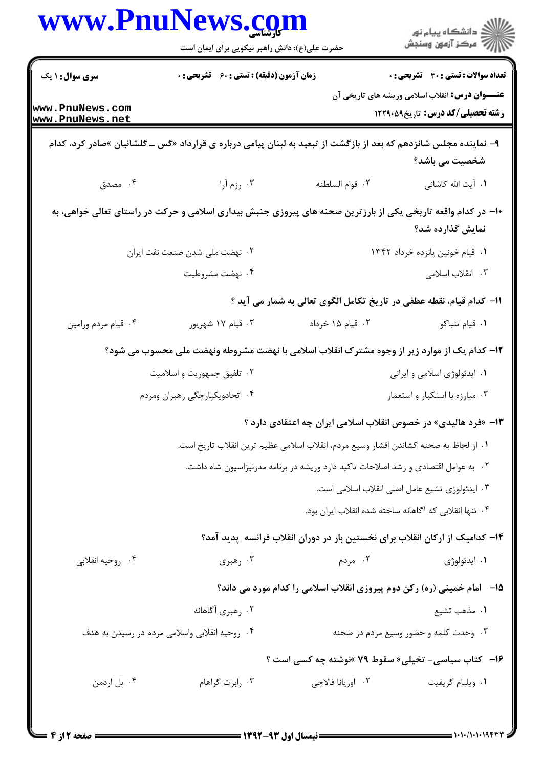۹- نماینده مجلس شانزدهم که بعد از بازگشت از تبعید به لبنان پیامی درباره ی قرارداد «گس ـ گلشائیان »صادر کرد، کدام شخصیت می باشد؟

۱. آیت الله کاشانی
۲. قوام السلطنه
۳. رزم آرا
۴. مصدق

۱۰- در کدام واقعه تاریخی یکی از بارزترین صحنه های پیروزی جنبش بیداری اسلامی و حرکت در راستای تعالی خواهی، به نمایش گذارده شد؟

۱. قیام خونین پانزده خرداد ۱۳۴۲
۲. نهضت ملی شدن صنعت نفت ایران
۳. انقلاب اسلامی
۴. نهضت مشروطیت

۱۱- کدام قیام، نقطه عطفی در تاریخ تکامل الگوی تعالی به شمار می آید ؟

۱. قیام تنباکو
۲. قیام ۱۵ خرداد
۳. قیام ۱۷ شهریور
۴. قیام مردم ورامین

۱۲- کدام یک از موارد زیر از وجوه مشترک انقلاب اسلامی با نهضت مشروطه ونهضت ملی محسوب می شود؟

۱. ایدئولوژی اسلامی و ایرانی
۲. تلفیق جمهوریت و اسلامیت
۳. مبارزه با استکبار و استعمار
۴. اتحادویکپارچگی رهبران ومردم

۱۳- «فرد هالیدی» در خصوص انقلاب اسلامی ایران چه اعتقادی دارد ؟

۱. از لحاظ به صحنه کشاندن اقشار وسیع مردم، انقلاب اسلامی عظیم ترین انقلاب تاریخ است.
۲. به عوامل اقتصادی و رشد اصلاحات تاکید دارد وریشه در برنامه مدرنیزاسیون شاه داشت.
۳. ایدئولوژی تشیع عامل اصلی انقلاب اسلامی است.
۴. تنها انقلابی که آگاهانه ساخته شده انقلاب ایران بود.

۱۴- کدامیک از ارکان انقلاب برای نخستین بار در دوران انقلاب فرانسه پدید آمد؟

۱. ایدئولوژی
۲. مردم
۳. رهبری
۴. روحیه انقلابی

۱۵- امام خمینی (ره) رکن دوم پیروزی انقلاب اسلامی را کدام مورد می داند؟

۱. مذهب تشیع
۲. رهبری آگاهانه
۳. وحدت کلمه و حضور وسیع مردم در صحنه
۴. روحیه انقلابی واسلامی مردم در رسیدن به هدف

۱۶- کتاب سیاسی- تخیلی« سقوط ۷۹ »نوشته چه کسی است ؟

۱. ویلیام گریفیت
۲. اوریانا فالاچی
۳. رابرت گراهام
۴. پل اردمن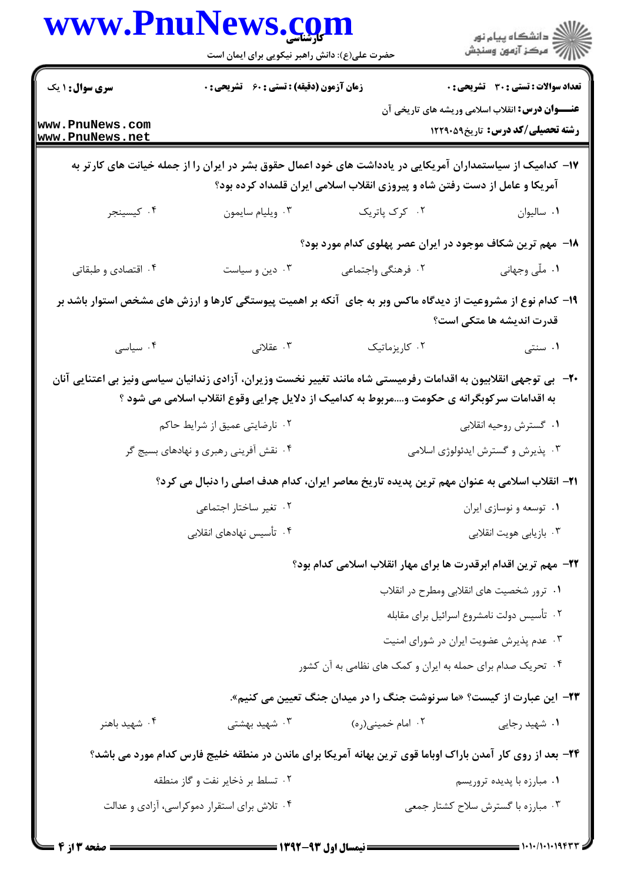۱۷- کدامیک از سیاستمداران آمریکایی در یادداشت های خود اعمال حقوق بشر در ایران را از جمله خیانت های کارتر به آمریکا و عامل از دست رفتن شاه و پیروزی انقلاب اسلامی ایران قلمداد کرده بود؟

۱. سالیوان
۲. کرک پاتریک
۳. ویلیام سایمون
۴. کیسینجر

۱۸- مهم ترین شکاف موجود در ایران عصر پهلوی کدام مورد بود؟

۱. ملّی وجهانی
۲. فرهنگی واجتماعی
۳. دین و سیاست
۴. اقتصادی و طبقاتی

۱۹- کدام نوع از مشروعیت از دیدگاه ماکس وبر به جای آنکه بر اهمیت پیوستگی کارها و ارزش های مشخص استوار باشد بر قدرت اندیشه ها متکی است؟

۱. سنتی
۲. کاریزماتیک
۳. عقلانی
۴. سیاسی

۲۰- بی توجهی انقلابیون به اقدامات رفرمیستی شاه مانند تغییر نخست وزیران، آزادی زندانیان سیاسی ونیز بی اعتنایی آنان به اقدامات سرکوبگرانه ی حکومت و....مربوط به کدامیک از دلایل چرایی وقوع انقلاب اسلامی می شود ؟

۱. گسترش روحیه انقلابی
۲. نارضایتی عمیق از شرایط حاکم
۳. پذیرش و گسترش ایدئولوژی اسلامی
۴. نقش آفرینی رهبری و نهادهای بسیج گر

۲۱- انقلاب اسلامی به عنوان مهم ترین پدیده تاریخ معاصر ایران، کدام هدف اصلی را دنبال می کرد؟

۱. توسعه و نوسازی ایران
۲. تغیر ساختار اجتماعی
۳. بازیابی هویت انقلابی
۴. تأسیس نهادهای انقلابی

۲۲- مهم ترین اقدام ابرقدرت ها برای مهار انقلاب اسلامی کدام بود؟

۱. ترور شخصیت های انقلابی ومطرح در انقلاب
۲. تأسیس دولت نامشروع اسرائیل برای مقابله
۳. عدم پذیرش عضویت ایران در شورای امنیت
۴. تحریک صدام برای حمله به ایران و کمک های نظامی به آن کشور

۲۳- این عبارت از کیست؟ «ما سرنوشت جنگ را در میدان جنگ تعیین می کنیم».

۱. شهید رجایی
۲. امام خمینی(ره)
۳. شهید بهشتی
۴. شهید باهنر

۲۴- بعد از روی کار آمدن باراک اوباما قوی ترین بهانه آمریکا برای ماندن در منطقه خلیج فارس کدام مورد می باشد؟

۱. مبارزه با پدیده تروریسم
۲. تسلط بر ذخایر نفت و گاز منطقه
۳. مبارزه با گسترش سلاح کشتار جمعی
۴. تلاش برای استقرار دموکراسی، آزادی و عدالت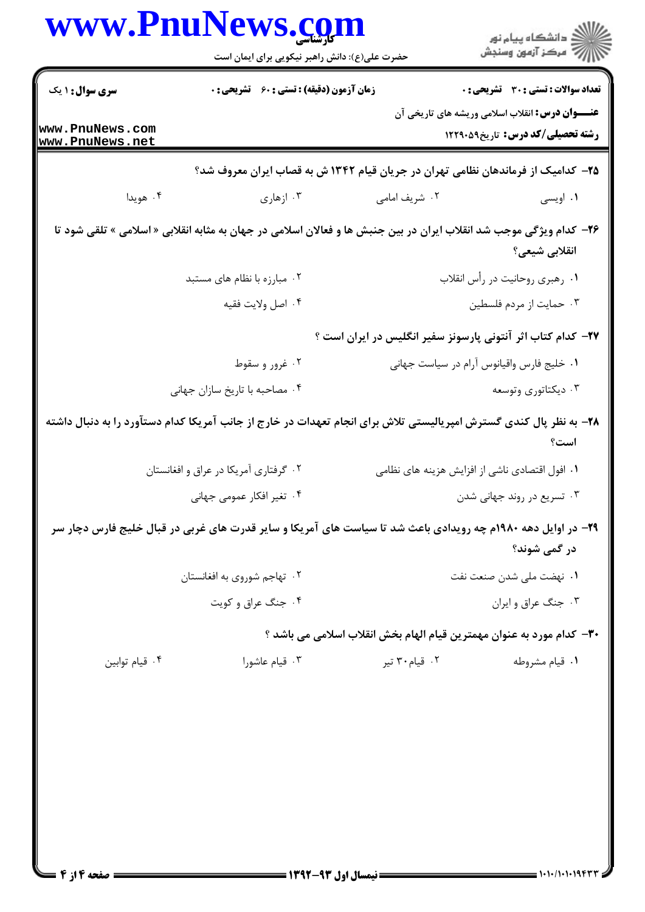۲۵- کدامیک از فرماندهان نظامی تهران در جریان قیام ۱۳۴۲ ش به قصاب ایران معروف شد؟

۱. اویسی　　۲. شریف امامی　　۳. ازهاری　　۴. هویدا

۲۶- کدام ویژگی موجب شد انقلاب ایران در بین جنبش ها و فعالان اسلامی در جهان به مثابه انقلابی « اسلامی » تلقی شود تا انقلابی شیعی؟

۱. رهبری روحانیت در رأس انقلاب　　۲. مبارزه با نظام های مستبد

۳. حمایت از مردم فلسطین　　۴. اصل ولایت فقیه

۲۷- کدام کتاب اثر آنتونی پارسونز سفیر انگلیس در ایران است ؟

۱. خلیج فارس واقیانوس آرام در سیاست جهانی　　۲. غرور و سقوط

۳. دیکتاتوری وتوسعه　　۴. مصاحبه با تاریخ سازان جهانی

۲۸- به نظر پال کندی گسترش امپریالیستی تلاش برای انجام تعهدات در خارج از جانب آمریکا کدام دستآورد را به دنبال داشته است؟

۱. افول اقتصادی ناشی از افزایش هزینه های نظامی　　۲. گرفتاری آمریکا در عراق و افغانستان

۳. تسریع در روند جهانی شدن　　۴. تغیر افکار عمومی جهانی

۲۹- در اوایل دهه ۱۹۸۰م چه رویدادی باعث شد تا سیاست های آمریکا و سایر قدرت های غربی در قبال خلیج فارس دچار سر در گمی شوند؟

۱. نهضت ملی شدن صنعت نفت　　۲. تهاجم شوروی به افغانستان

۳. جنگ عراق و ایران　　۴. جنگ عراق و کویت

۳۰- کدام مورد به عنوان مهمترین قیام الهام بخش انقلاب اسلامی می باشد ؟

۱. قیام مشروطه　　۲. قیام۳۰ تیر　　۳. قیام عاشورا　　۴. قیام توابین